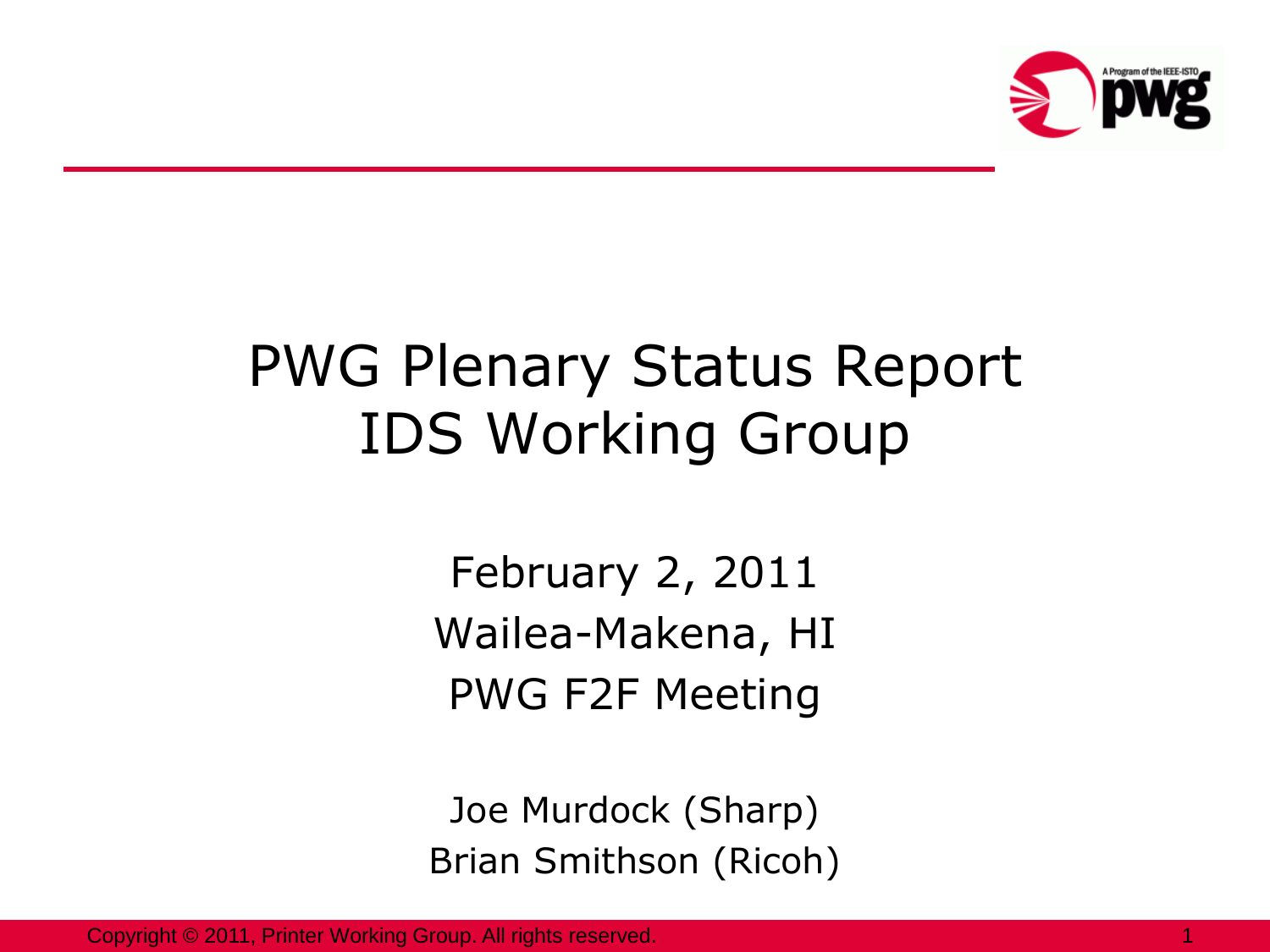# PWG Plenary Status Report IDS Working Group

February 2, 2011
Wailea-Makena, HI
PWG F2F Meeting

Joe Murdock (Sharp)
Brian Smithson (Ricoh)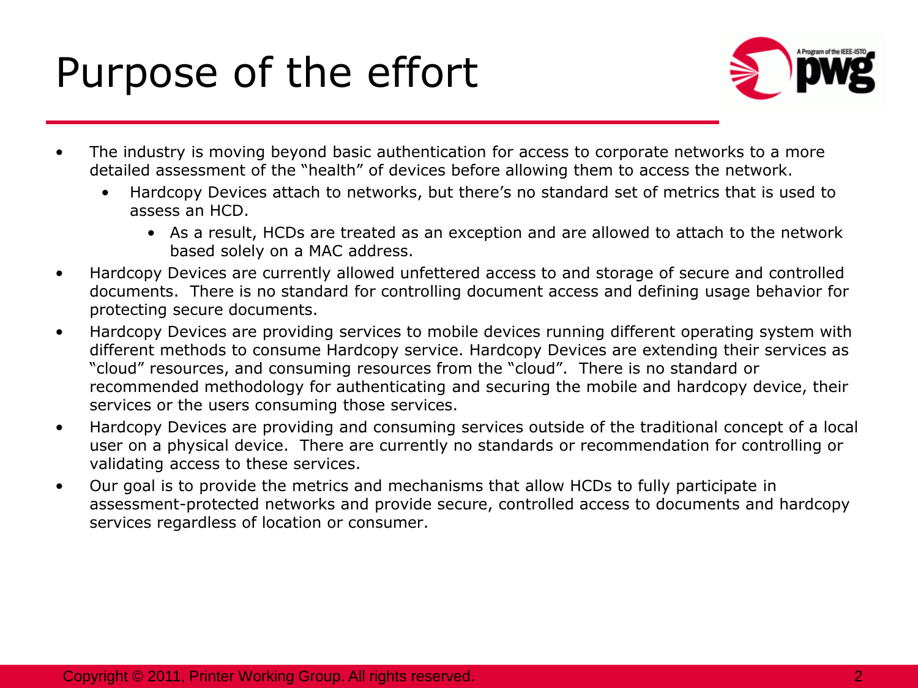# Purpose of the effort

- The industry is moving beyond basic authentication for access to corporate networks to a more detailed assessment of the "health" of devices before allowing them to access the network.
  - Hardcopy Devices attach to networks, but there's no standard set of metrics that is used to assess an HCD.
    - As a result, HCDs are treated as an exception and are allowed to attach to the network based solely on a MAC address.
- Hardcopy Devices are currently allowed unfettered access to and storage of secure and controlled documents. There is no standard for controlling document access and defining usage behavior for protecting secure documents.
- Hardcopy Devices are providing services to mobile devices running different operating system with different methods to consume Hardcopy service. Hardcopy Devices are extending their services as "cloud" resources, and consuming resources from the "cloud". There is no standard or recommended methodology for authenticating and securing the mobile and hardcopy device, their services or the users consuming those services.
- Hardcopy Devices are providing and consuming services outside of the traditional concept of a local user on a physical device. There are currently no standards or recommendation for controlling or validating access to these services.
- Our goal is to provide the metrics and mechanisms that allow HCDs to fully participate in assessment-protected networks and provide secure, controlled access to documents and hardcopy services regardless of location or consumer.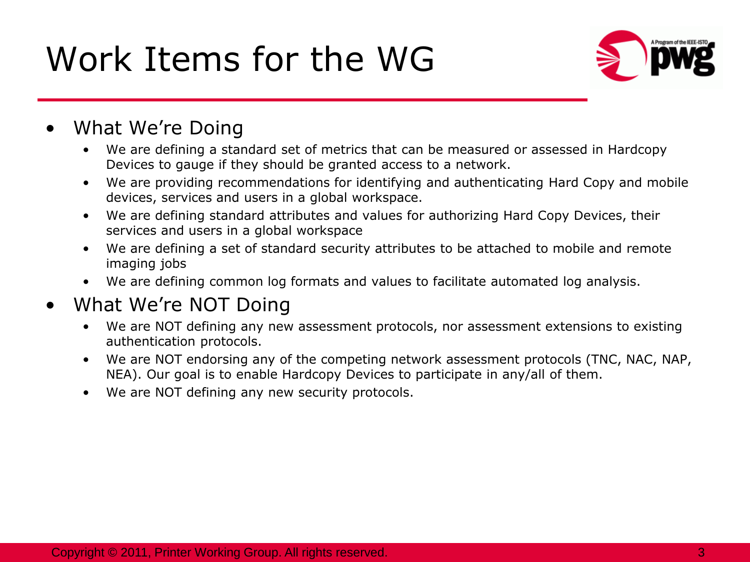# Work Items for the WG

- What We're Doing
  - We are defining a standard set of metrics that can be measured or assessed in Hardcopy Devices to gauge if they should be granted access to a network.
  - We are providing recommendations for identifying and authenticating Hard Copy and mobile devices, services and users in a global workspace.
  - We are defining standard attributes and values for authorizing Hard Copy Devices, their services and users in a global workspace
  - We are defining a set of standard security attributes to be attached to mobile and remote imaging jobs
  - We are defining common log formats and values to facilitate automated log analysis.
- What We're NOT Doing
  - We are NOT defining any new assessment protocols, nor assessment extensions to existing authentication protocols.
  - We are NOT endorsing any of the competing network assessment protocols (TNC, NAC, NAP, NEA). Our goal is to enable Hardcopy Devices to participate in any/all of them.
  - We are NOT defining any new security protocols.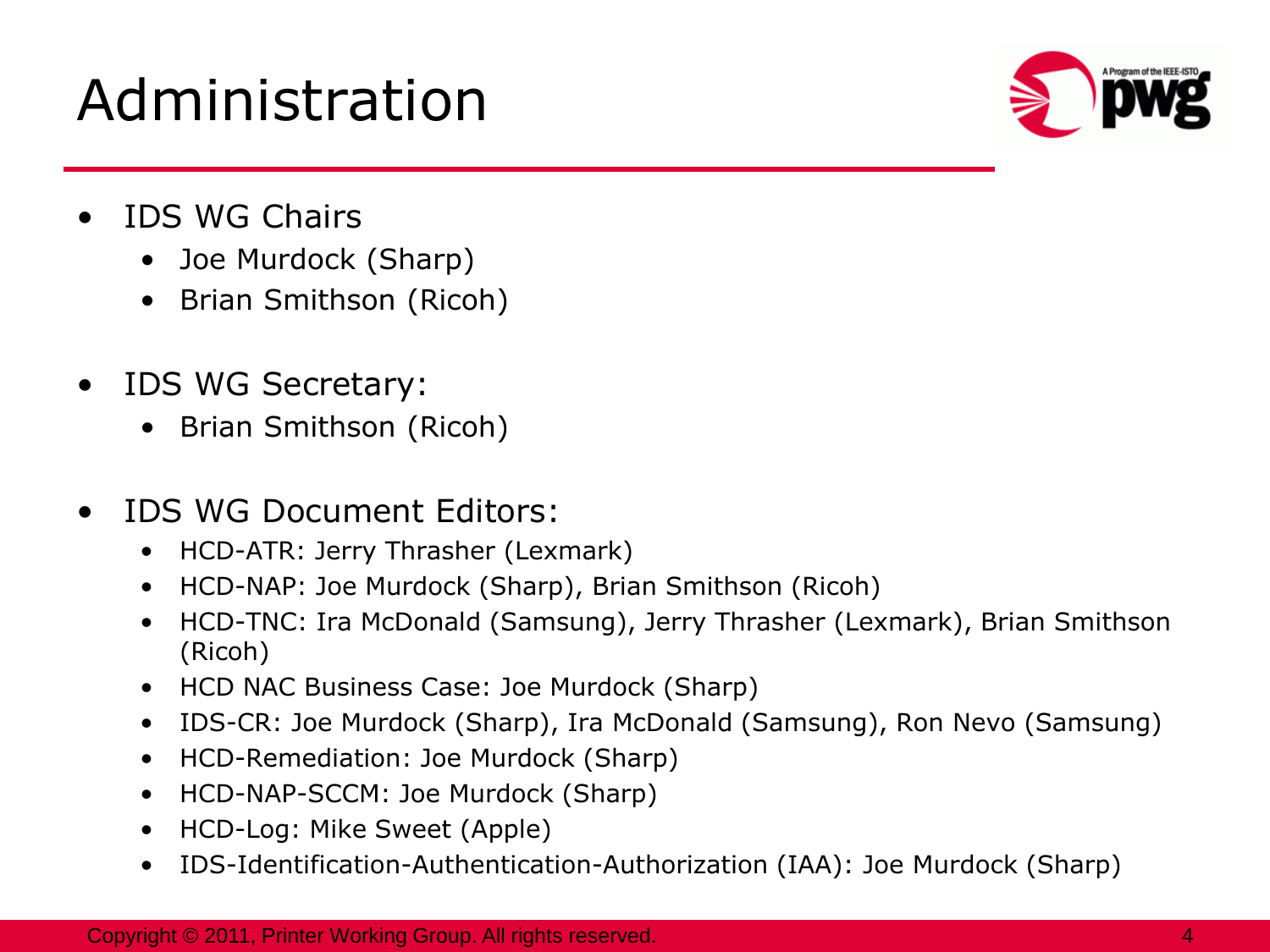# Administration

- IDS WG Chairs
  - Joe Murdock (Sharp)
  - Brian Smithson (Ricoh)
- IDS WG Secretary:
  - Brian Smithson (Ricoh)
- IDS WG Document Editors:
  - HCD-ATR: Jerry Thrasher (Lexmark)
  - HCD-NAP: Joe Murdock (Sharp), Brian Smithson (Ricoh)
  - HCD-TNC: Ira McDonald (Samsung), Jerry Thrasher (Lexmark), Brian Smithson (Ricoh)
  - HCD NAC Business Case: Joe Murdock (Sharp)
  - IDS-CR: Joe Murdock (Sharp), Ira McDonald (Samsung), Ron Nevo (Samsung)
  - HCD-Remediation: Joe Murdock (Sharp)
  - HCD-NAP-SCCM: Joe Murdock (Sharp)
  - HCD-Log: Mike Sweet (Apple)
  - IDS-Identification-Authentication-Authorization (IAA): Joe Murdock (Sharp)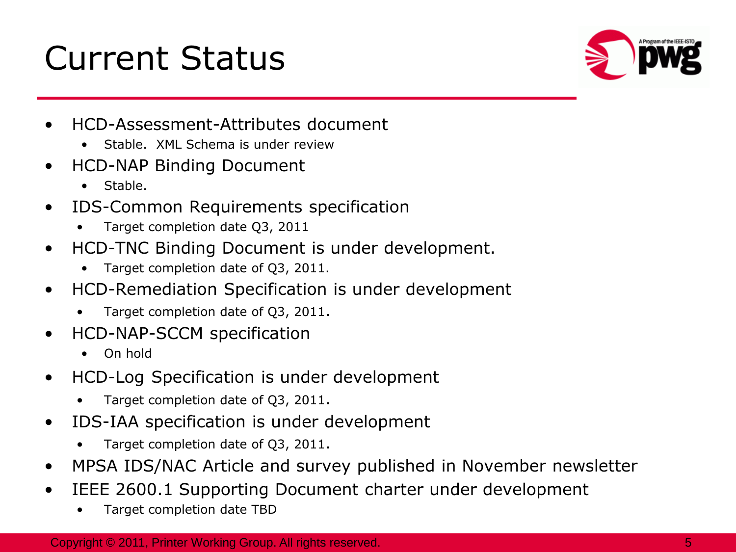# Current Status

- HCD-Assessment-Attributes document
  - Stable. XML Schema is under review
- HCD-NAP Binding Document
  - Stable.
- IDS-Common Requirements specification
  - Target completion date Q3, 2011
- HCD-TNC Binding Document is under development.
  - Target completion date of Q3, 2011.
- HCD-Remediation Specification is under development
  - Target completion date of Q3, 2011.
- HCD-NAP-SCCM specification
  - On hold
- HCD-Log Specification is under development
  - Target completion date of Q3, 2011.
- IDS-IAA specification is under development
  - Target completion date of Q3, 2011.
- MPSA IDS/NAC Article and survey published in November newsletter
- IEEE 2600.1 Supporting Document charter under development
  - Target completion date TBD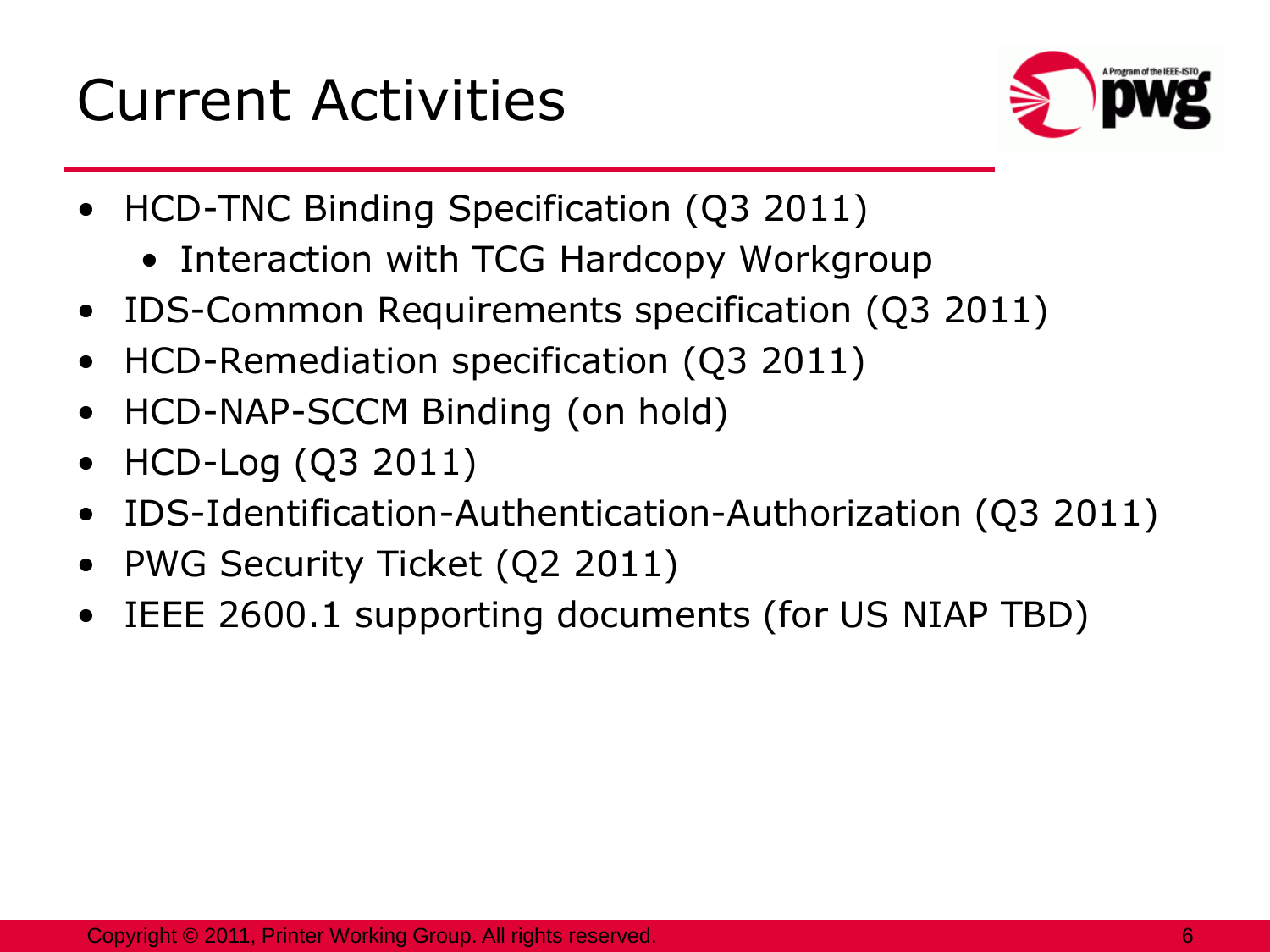# Current Activities

- HCD-TNC Binding Specification (Q3 2011)
  - Interaction with TCG Hardcopy Workgroup
- IDS-Common Requirements specification (Q3 2011)
- HCD-Remediation specification (Q3 2011)
- HCD-NAP-SCCM Binding (on hold)
- HCD-Log (Q3 2011)
- IDS-Identification-Authentication-Authorization (Q3 2011)
- PWG Security Ticket (Q2 2011)
- IEEE 2600.1 supporting documents (for US NIAP TBD)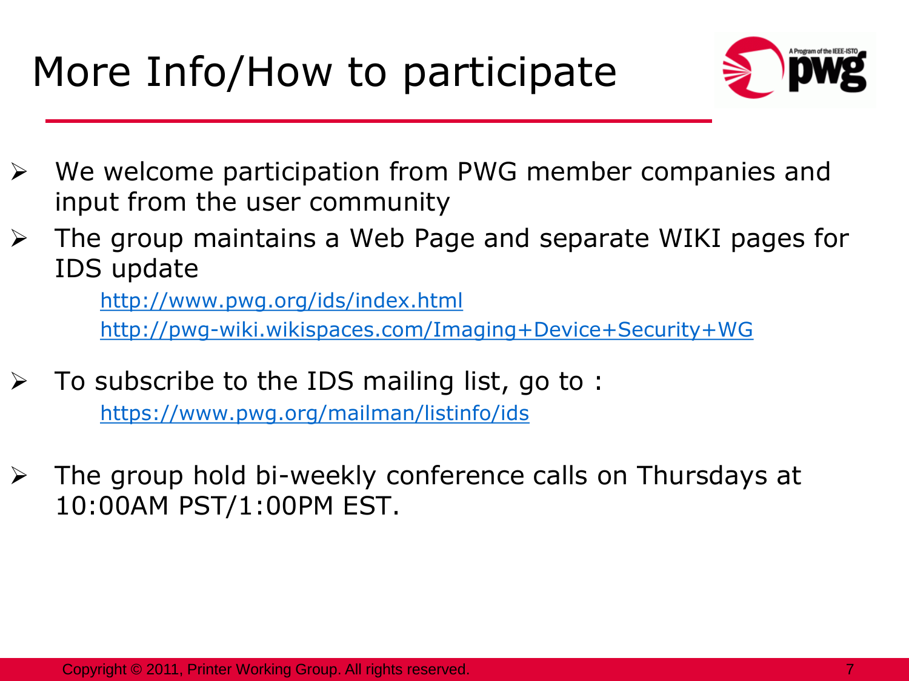# More Info/How to participate

- We welcome participation from PWG member companies and input from the user community
- The group maintains a Web Page and separate WIKI pages for IDS update

  http://www.pwg.org/ids/index.html

  http://pwg-wiki.wikispaces.com/Imaging+Device+Security+WG

- To subscribe to the IDS mailing list, go to :

  https://www.pwg.org/mailman/listinfo/ids

- The group hold bi-weekly conference calls on Thursdays at 10:00AM PST/1:00PM EST.

Copyright © 2011, Printer Working Group. All rights reserved.